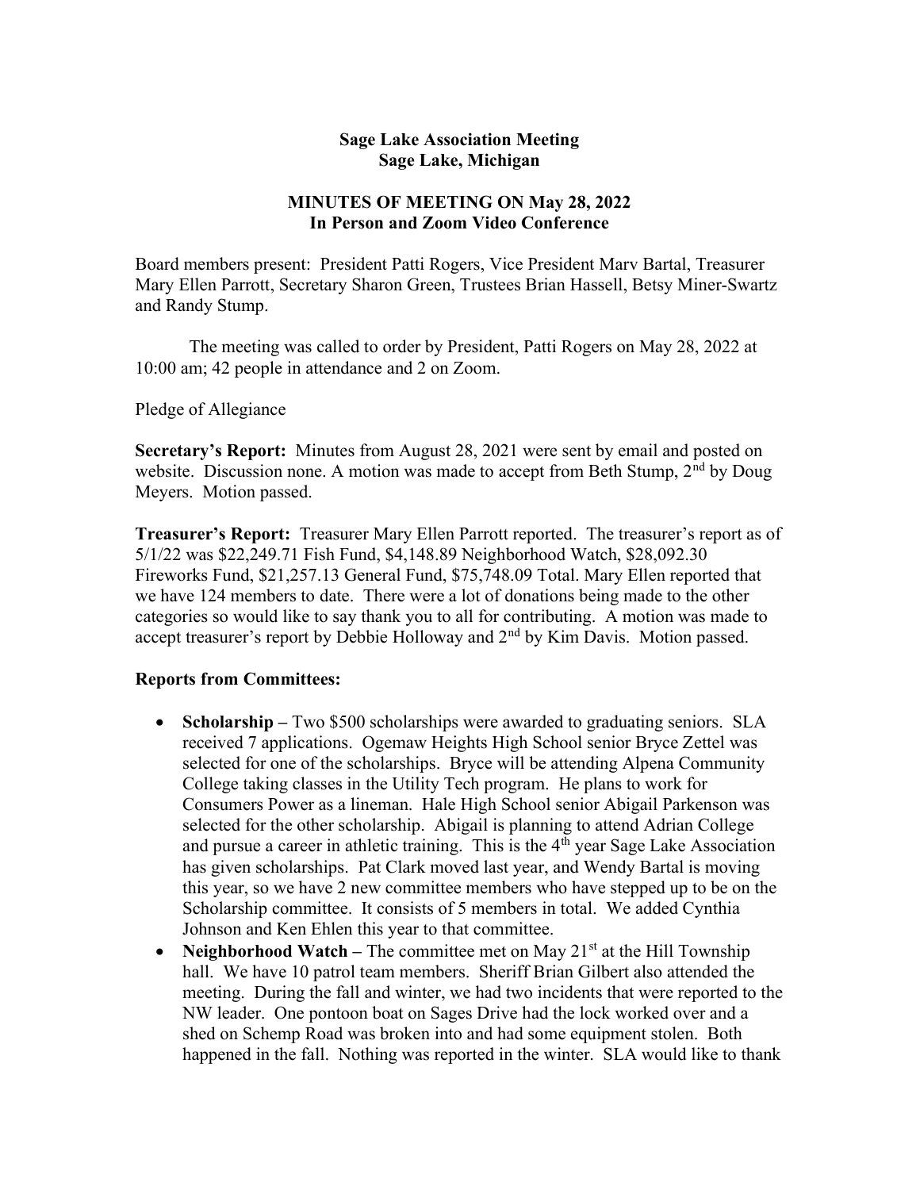# Sage Lake Association Meeting
## Sage Lake, Michigan

## MINUTES OF MEETING ON May 28, 2022
## In Person and Zoom Video Conference

Board members present: President Patti Rogers, Vice President Marv Bartal, Treasurer Mary Ellen Parrott, Secretary Sharon Green, Trustees Brian Hassell, Betsy Miner-Swartz and Randy Stump.

The meeting was called to order by President, Patti Rogers on May 28, 2022 at 10:00 am; 42 people in attendance and 2 on Zoom.

Pledge of Allegiance

**Secretary's Report:** Minutes from August 28, 2021 were sent by email and posted on website. Discussion none. A motion was made to accept from Beth Stump, 2nd by Doug Meyers. Motion passed.

**Treasurer's Report:** Treasurer Mary Ellen Parrott reported. The treasurer's report as of 5/1/22 was $22,249.71 Fish Fund, $4,148.89 Neighborhood Watch, $28,092.30 Fireworks Fund, $21,257.13 General Fund, $75,748.09 Total. Mary Ellen reported that we have 124 members to date. There were a lot of donations being made to the other categories so would like to say thank you to all for contributing. A motion was made to accept treasurer's report by Debbie Holloway and 2nd by Kim Davis. Motion passed.

**Reports from Committees:**

- **Scholarship –** Two $500 scholarships were awarded to graduating seniors. SLA received 7 applications. Ogemaw Heights High School senior Bryce Zettel was selected for one of the scholarships. Bryce will be attending Alpena Community College taking classes in the Utility Tech program. He plans to work for Consumers Power as a lineman. Hale High School senior Abigail Parkenson was selected for the other scholarship. Abigail is planning to attend Adrian College and pursue a career in athletic training. This is the 4th year Sage Lake Association has given scholarships. Pat Clark moved last year, and Wendy Bartal is moving this year, so we have 2 new committee members who have stepped up to be on the Scholarship committee. It consists of 5 members in total. We added Cynthia Johnson and Ken Ehlen this year to that committee.
- **Neighborhood Watch –** The committee met on May 21st at the Hill Township hall. We have 10 patrol team members. Sheriff Brian Gilbert also attended the meeting. During the fall and winter, we had two incidents that were reported to the NW leader. One pontoon boat on Sages Drive had the lock worked over and a shed on Schemp Road was broken into and had some equipment stolen. Both happened in the fall. Nothing was reported in the winter. SLA would like to thank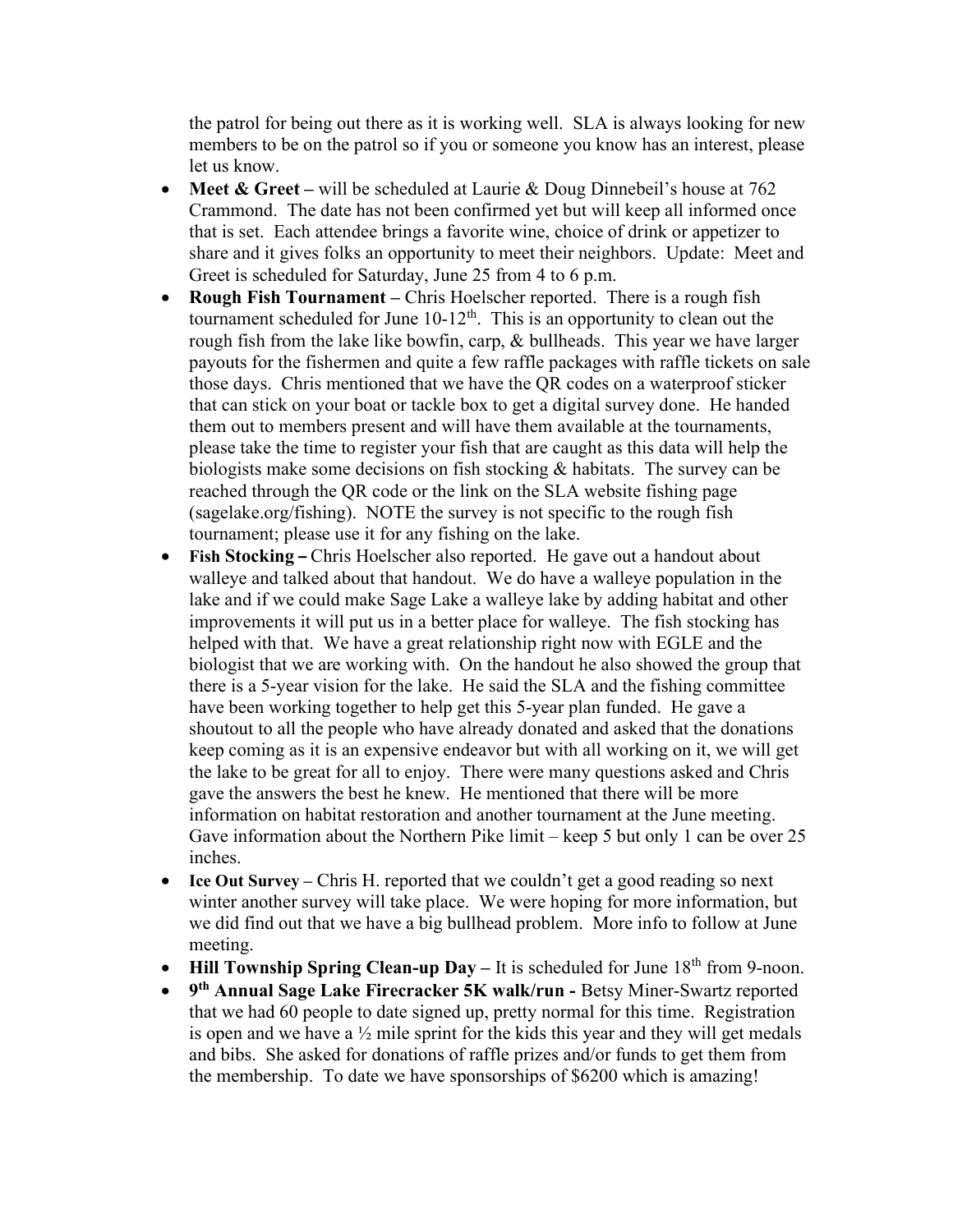the patrol for being out there as it is working well. SLA is always looking for new members to be on the patrol so if you or someone you know has an interest, please let us know.

- **Meet & Greet –** will be scheduled at Laurie & Doug Dinnebeil's house at 762 Crammond. The date has not been confirmed yet but will keep all informed once that is set. Each attendee brings a favorite wine, choice of drink or appetizer to share and it gives folks an opportunity to meet their neighbors. Update: Meet and Greet is scheduled for Saturday, June 25 from 4 to 6 p.m.
- **Rough Fish Tournament –** Chris Hoelscher reported. There is a rough fish tournament scheduled for June 10-12th. This is an opportunity to clean out the rough fish from the lake like bowfin, carp, & bullheads. This year we have larger payouts for the fishermen and quite a few raffle packages with raffle tickets on sale those days. Chris mentioned that we have the QR codes on a waterproof sticker that can stick on your boat or tackle box to get a digital survey done. He handed them out to members present and will have them available at the tournaments, please take the time to register your fish that are caught as this data will help the biologists make some decisions on fish stocking & habitats. The survey can be reached through the QR code or the link on the SLA website fishing page (sagelake.org/fishing). NOTE the survey is not specific to the rough fish tournament; please use it for any fishing on the lake.
- **Fish Stocking –** Chris Hoelscher also reported. He gave out a handout about walleye and talked about that handout. We do have a walleye population in the lake and if we could make Sage Lake a walleye lake by adding habitat and other improvements it will put us in a better place for walleye. The fish stocking has helped with that. We have a great relationship right now with EGLE and the biologist that we are working with. On the handout he also showed the group that there is a 5-year vision for the lake. He said the SLA and the fishing committee have been working together to help get this 5-year plan funded. He gave a shoutout to all the people who have already donated and asked that the donations keep coming as it is an expensive endeavor but with all working on it, we will get the lake to be great for all to enjoy. There were many questions asked and Chris gave the answers the best he knew. He mentioned that there will be more information on habitat restoration and another tournament at the June meeting. Gave information about the Northern Pike limit – keep 5 but only 1 can be over 25 inches.
- **Ice Out Survey –** Chris H. reported that we couldn't get a good reading so next winter another survey will take place. We were hoping for more information, but we did find out that we have a big bullhead problem. More info to follow at June meeting.
- **Hill Township Spring Clean-up Day –** It is scheduled for June 18th from 9-noon.
- **9th Annual Sage Lake Firecracker 5K walk/run -** Betsy Miner-Swartz reported that we had 60 people to date signed up, pretty normal for this time. Registration is open and we have a ½ mile sprint for the kids this year and they will get medals and bibs. She asked for donations of raffle prizes and/or funds to get them from the membership. To date we have sponsorships of $6200 which is amazing!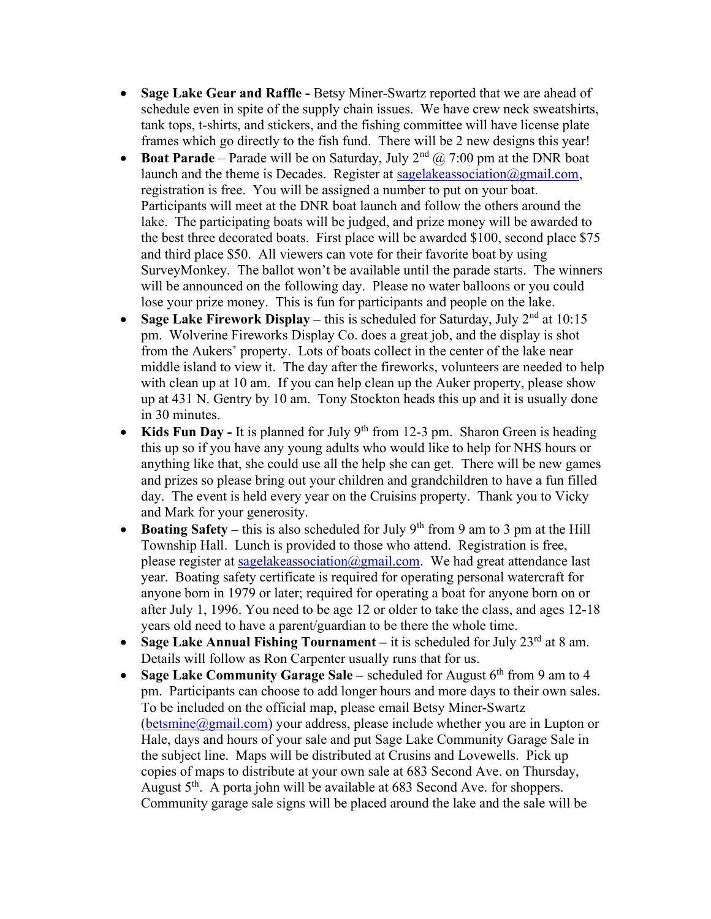- **Sage Lake Gear and Raffle -** Betsy Miner-Swartz reported that we are ahead of schedule even in spite of the supply chain issues. We have crew neck sweatshirts, tank tops, t-shirts, and stickers, and the fishing committee will have license plate frames which go directly to the fish fund. There will be 2 new designs this year!
- **Boat Parade** – Parade will be on Saturday, July 2nd @ 7:00 pm at the DNR boat launch and the theme is Decades. Register at sagelakeassociation@gmail.com, registration is free. You will be assigned a number to put on your boat. Participants will meet at the DNR boat launch and follow the others around the lake. The participating boats will be judged, and prize money will be awarded to the best three decorated boats. First place will be awarded $100, second place $75 and third place $50. All viewers can vote for their favorite boat by using SurveyMonkey. The ballot won't be available until the parade starts. The winners will be announced on the following day. Please no water balloons or you could lose your prize money. This is fun for participants and people on the lake.
- **Sage Lake Firework Display –** this is scheduled for Saturday, July 2nd at 10:15 pm. Wolverine Fireworks Display Co. does a great job, and the display is shot from the Aukers' property. Lots of boats collect in the center of the lake near middle island to view it. The day after the fireworks, volunteers are needed to help with clean up at 10 am. If you can help clean up the Auker property, please show up at 431 N. Gentry by 10 am. Tony Stockton heads this up and it is usually done in 30 minutes.
- **Kids Fun Day -** It is planned for July 9th from 12-3 pm. Sharon Green is heading this up so if you have any young adults who would like to help for NHS hours or anything like that, she could use all the help she can get. There will be new games and prizes so please bring out your children and grandchildren to have a fun filled day. The event is held every year on the Cruisins property. Thank you to Vicky and Mark for your generosity.
- **Boating Safety –** this is also scheduled for July 9th from 9 am to 3 pm at the Hill Township Hall. Lunch is provided to those who attend. Registration is free, please register at sagelakeassociation@gmail.com. We had great attendance last year. Boating safety certificate is required for operating personal watercraft for anyone born in 1979 or later; required for operating a boat for anyone born on or after July 1, 1996. You need to be age 12 or older to take the class, and ages 12-18 years old need to have a parent/guardian to be there the whole time.
- **Sage Lake Annual Fishing Tournament –** it is scheduled for July 23rd at 8 am. Details will follow as Ron Carpenter usually runs that for us.
- **Sage Lake Community Garage Sale –** scheduled for August 6th from 9 am to 4 pm. Participants can choose to add longer hours and more days to their own sales. To be included on the official map, please email Betsy Miner-Swartz (betsmine@gmail.com) your address, please include whether you are in Lupton or Hale, days and hours of your sale and put Sage Lake Community Garage Sale in the subject line. Maps will be distributed at Crusins and Lovewells. Pick up copies of maps to distribute at your own sale at 683 Second Ave. on Thursday, August 5th. A porta john will be available at 683 Second Ave. for shoppers. Community garage sale signs will be placed around the lake and the sale will be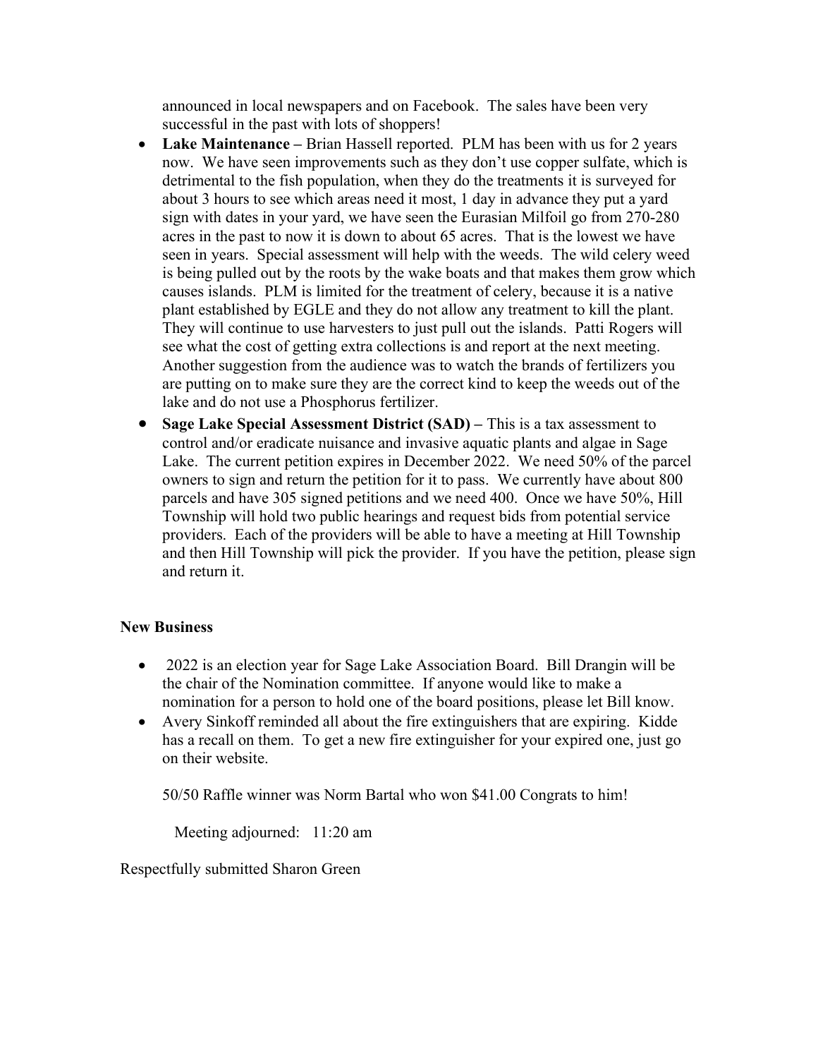announced in local newspapers and on Facebook. The sales have been very successful in the past with lots of shoppers!

- **Lake Maintenance –** Brian Hassell reported. PLM has been with us for 2 years now. We have seen improvements such as they don't use copper sulfate, which is detrimental to the fish population, when they do the treatments it is surveyed for about 3 hours to see which areas need it most, 1 day in advance they put a yard sign with dates in your yard, we have seen the Eurasian Milfoil go from 270-280 acres in the past to now it is down to about 65 acres. That is the lowest we have seen in years. Special assessment will help with the weeds. The wild celery weed is being pulled out by the roots by the wake boats and that makes them grow which causes islands. PLM is limited for the treatment of celery, because it is a native plant established by EGLE and they do not allow any treatment to kill the plant. They will continue to use harvesters to just pull out the islands. Patti Rogers will see what the cost of getting extra collections is and report at the next meeting. Another suggestion from the audience was to watch the brands of fertilizers you are putting on to make sure they are the correct kind to keep the weeds out of the lake and do not use a Phosphorus fertilizer.
- **Sage Lake Special Assessment District (SAD) –** This is a tax assessment to control and/or eradicate nuisance and invasive aquatic plants and algae in Sage Lake. The current petition expires in December 2022. We need 50% of the parcel owners to sign and return the petition for it to pass. We currently have about 800 parcels and have 305 signed petitions and we need 400. Once we have 50%, Hill Township will hold two public hearings and request bids from potential service providers. Each of the providers will be able to have a meeting at Hill Township and then Hill Township will pick the provider. If you have the petition, please sign and return it.

**New Business**

- 2022 is an election year for Sage Lake Association Board. Bill Drangin will be the chair of the Nomination committee. If anyone would like to make a nomination for a person to hold one of the board positions, please let Bill know.
- Avery Sinkoff reminded all about the fire extinguishers that are expiring. Kidde has a recall on them. To get a new fire extinguisher for your expired one, just go on their website.

50/50 Raffle winner was Norm Bartal who won $41.00 Congrats to him!

Meeting adjourned: 11:20 am

Respectfully submitted Sharon Green